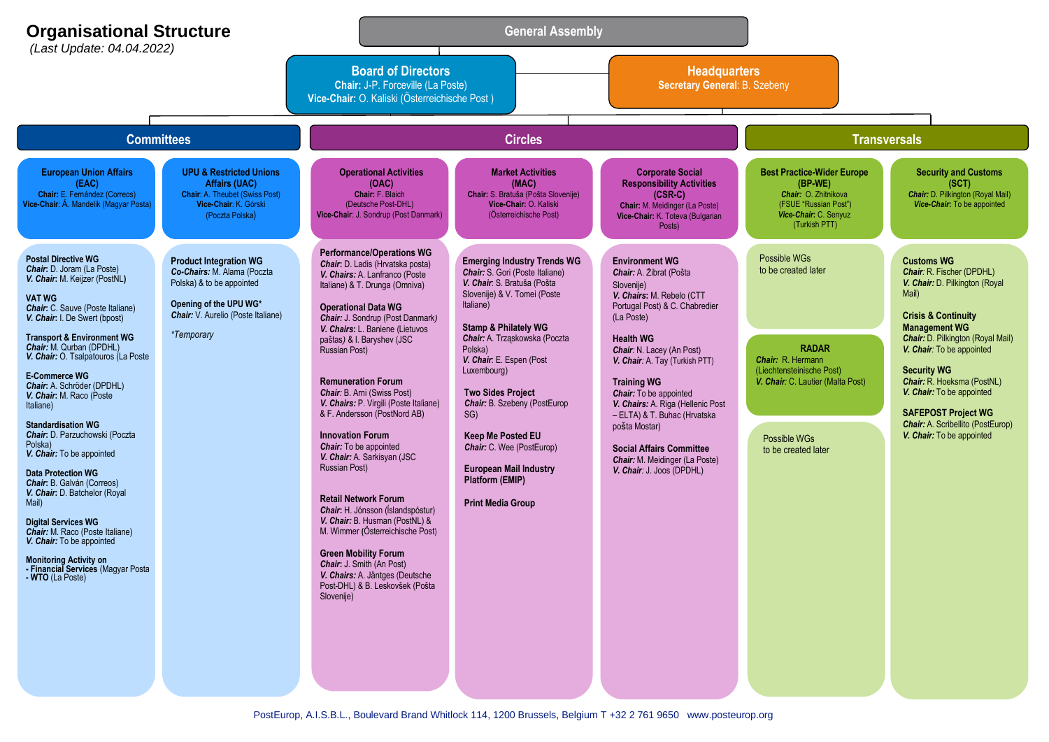# Organisational Structure

*(Last Update: 04.04.2022)*

## General Assembly

## Board of Directors

**Chair:** J-P. Forceville (La Poste)
**Vice-Chair:** O. Kaliski (Österreichische Post )

## Headquarters

**Secretary General**: B. Szebeny

## Committees

### European Union Affairs (EAC)

**Chair:** E. Fernández (Correos)
**Vice-Chair:** Á. Mandelik (Magyar Posta)

**Postal Directive WG**
***Chair:*** D. Joram (La Poste)
***V. Chair:*** M. Keijzer (PostNL)

**VAT WG**
***Chair:*** C. Sauve (Poste Italiane)
***V. Chair:*** I. De Swert (bpost)

**Transport & Environment WG**
***Chair:*** M. Qurban (DPDHL)
***V. Chair:*** O. Tsalpatouros (La Poste

**E-Commerce WG**
***Chair:*** A. Schröder (DPDHL)
***V. Chair:*** M. Raco (Poste Italiane)

**Standardisation WG**
***Chair:*** D. Parzuchowski (Poczta Polska)
***V. Chair:*** To be appointed

**Data Protection WG**
***Chair:*** B. Galván (Correos)
***V. Chair:*** D. Batchelor (Royal Mail)

**Digital Services WG**
***Chair:*** M. Raco (Poste Italiane)
***V. Chair:*** To be appointed

**Monitoring Activity on**
- **Financial Services** (Magyar Posta
- **WTO** (La Poste)

### UPU & Restricted Unions Affairs (UAC)

**Chair**: A. Theubet (Swiss Post)
**Vice-Chair**: K. Górski (Poczta Polska)

**Product Integration WG**
***Co-Chairs:*** M. Alama (Poczta Polska) & to be appointed

**Opening of the UPU WG***
***Chair:*** V. Aurelio (Poste Italiane)

**Temporary*

## Circles

### Operational Activities (OAC)

**Chair:** F. Blaich (Deutsche Post-DHL)
**Vice-Chair:** J. Sondrup (Post Danmark)

**Performance/Operations WG**
***Chair:*** D. Ladis (Hrvatska posta)
***V. Chairs:*** A. Lanfranco (Poste Italiane) & T. Drunga (Omniva)

**Operational Data WG**
***Chair:*** J. Sondrup (Post Danmark)
***V. Chairs:*** L. Baniene (Lietuvos paštas) & I. Baryshev (JSC Russian Post)

**Remuneration Forum**
***Chair:*** B. Ami (Swiss Post)
***V. Chairs:*** P. Virgili (Poste Italiane) & F. Andersson (PostNord AB)

**Innovation Forum**
***Chair:*** To be appointed
***V. Chair:*** A. Sarkisyan (JSC Russian Post)

**Retail Network Forum**
***Chair:*** H. Jónsson (Íslandspóstur)
***V. Chair:*** B. Husman (PostNL) & M. Wimmer (Österreichische Post)

**Green Mobility Forum**
***Chair:*** J. Smith (An Post)
***V. Chairs:*** A. Jäntges (Deutsche Post-DHL) & B. Leskovšek (Pošta Slovenije)

### Market Activities (MAC)

**Chair:** S. Bratuša (Pošta Slovenije)
**Vice-Chair:** O. Kaliski (Österreichische Post)

**Emerging Industry Trends WG**
***Chair:*** S. Gori (Poste Italiane)
***V. Chair:*** S. Bratuša (Pošta Slovenije) & V. Tomei (Poste Italiane)

**Stamp & Philately WG**
***Chair:*** A. Trząskowska (Poczta Polska)
***V. Chair:*** E. Espen (Post Luxembourg)

**Two Sides Project**
***Chair:*** B. Szebeny (PostEurop SG)

**Keep Me Posted EU**
***Chair:*** C. Wee (PostEurop)

**European Mail Industry Platform (EMIP)**

**Print Media Group**

### Corporate Social Responsibility Activities (CSR-C)

**Chair:** M. Meidinger (La Poste)
**Vice-Chair:** K. Toteva (Bulgarian Posts)

**Environment WG**
***Chair:*** A. Žibrat (Pošta Slovenije)
***V. Chairs:*** M. Rebelo (CTT Portugal Post) & C. Chabredier (La Poste)

**Health WG**
***Chair:*** N. Lacey (An Post)
***V. Chair:*** A. Tay (Turkish PTT)

**Training WG**
***Chair:*** To be appointed
***V. Chairs:*** A. Riga (Hellenic Post – ELTA) & T. Buhac (Hrvatska pošta Mostar)

**Social Affairs Committee**
***Chair:*** M. Meidinger (La Poste)
***V. Chair:*** J. Joos (DPDHL)

## Transversals

### Best Practice-Wider Europe (BP-WE)

***Chair:*** O. Zhitnikova (FSUE "Russian Post")
***Vice-Chair:*** C. Senyuz (Turkish PTT)

Possible WGs to be created later

**RADAR**
***Chair:*** R. Hermann (Liechtensteinische Post)
***V. Chair:*** C. Lautier (Malta Post)

Possible WGs to be created later

### Security and Customs (SCT)

***Chair:*** D. Pilkington (Royal Mail)
***Vice-Chair:*** To be appointed

**Customs WG**
***Chair:*** R. Fischer (DPDHL)
***V. Chair:*** D. Pilkington (Royal Mail)

**Crisis & Continuity Management WG**
***Chair:*** D. Pilkington (Royal Mail)
***V. Chair:*** To be appointed

**Security WG**
***Chair:*** R. Hoeksma (PostNL)
***V. Chair:*** To be appointed

**SAFEPOST Project WG**
***Chair:*** A. Scribellito (PostEurop)
***V. Chair:*** To be appointed

PostEurop, A.I.S.B.L., Boulevard Brand Whitlock 114, 1200 Brussels, Belgium T +32 2 761 9650 www.posteurop.org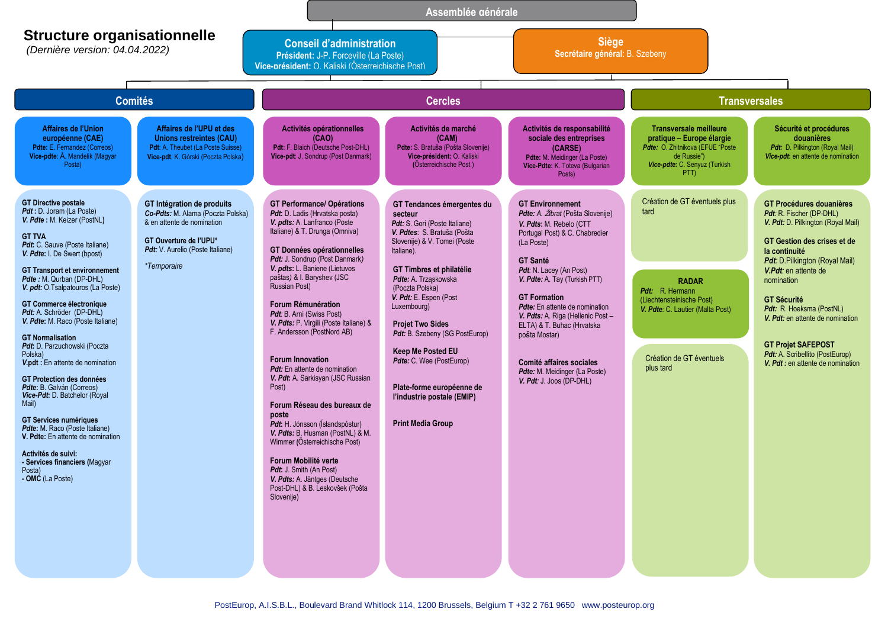# Structure organisationnelle

*(Dernière version: 04.04.2022)*

**Assemblée générale**

**Conseil d'administration**
**Président:** J-P. Forceville (La Poste)
**Vice-président:** O. Kaliski (Österreichische Post)

**Siège**
**Secrétaire général:** B. Szebeny

## Comités

### Affaires de l'Union européenne (CAE)
**Pdte:** E. Fernandez (Correos)
**Vice-pdte:** Á. Mandelik (Magyar Posta)

**GT Directive postale**
*Pdt :* D. Joram (La Poste)
*V. Pdte :* M. Keizer (PostNL)

**GT TVA**
*Pdt:* C. Sauve (Poste Italiane)
*V. Pdte:* I. De Swert (bpost)

**GT Transport et environnement**
*Pdte :* M. Qurban (DP-DHL)
*V. pdt:* O.Tsalpatouros (La Poste)

**GT Commerce électronique**
*Pdt:* A. Schröder (DP-DHL)
*V. Pdte:* M. Raco (Poste Italiane)

**GT Normalisation**
*Pdt:* D. Parzuchowski (Poczta Polska)
*V.pdt :* En attente de nomination

**GT Protection des données**
*Pdte:* B. Galván (Correos)
*Vice-Pdt:* D. Batchelor (Royal Mail)

**GT Services numériques**
*Pdte:* M. Raco (Poste Italiane)
*V. Pdte:* En attente de nomination

**Activités de suivi:**
- **Services financiers** (Magyar Posta)
- **OMC** (La Poste)

### Affaires de l'UPU et des Unions restreintes (CAU)
**Pdt:** A. Theubet (La Poste Suisse)
**Vice-pdt:** K. Górski (Poczta Polska)

**GT Intégration de produits**
*Co-Pdts:* M. Alama (Poczta Polska) & en attente de nomination

**GT Ouverture de l'UPU***
*Pdt:* V. Aurelio (Poste Italiane)

*\*Temporaire*

## Cercles

### Activités opérationnelles (CAO)
**Pdt:** F. Blaich (Deutsche Post-DHL)
**Vice-pdt:** J. Sondrup (Post Danmark)

**GT Performance/ Opérations**
*Pdt:* D. Ladis (Hrvatska posta)
*V. pdts:* A. Lanfranco (Poste Italiane) & T. Drunga (Omniva)

**GT Données opérationnelles**
*Pdt:* J. Sondrup (Post Danmark)
*V. pdts:* L. Baniene (Lietuvos paštas) & I. Baryshev (JSC Russian Post)

**Forum Rémunération**
*Pdt:* B. Arni (Swiss Post)
*V. Pdts:* P. Virgili (Poste Italiane) & F. Andersson (PostNord AB)

**Forum Innovation**
*Pdt:* En attente de nomination
*V. Pdt:* A. Sarkisyan (JSC Russian Post)

**Forum Réseau des bureaux de poste**
*Pdt:* H. Jónsson (Íslandspóstur)
*V. Pdts:* B. Husman (PostNL) & M. Wimmer (Österreichische Post)

**Forum Mobilité verte**
*Pdt:* J. Smith (An Post)
*V. Pdts:* A. Jäntges (Deutsche Post-DHL) & B. Leskovšek (Pošta Slovenije)

### Activités de marché (CAM)
**Pdte:** S. Bratuša (Pošta Slovenije)
**Vice-président:** O. Kaliski (Österreichische Post )

**GT Tendances émergentes du secteur**
*Pdt:* S. Gori (Poste Italiane)
*V. Pdtes:* S. Bratuša (Pošta Slovenije) & V. Tomei (Poste Italiane).

**GT Timbres et philatélie**
*Pdte:* A. Trząskowska (Poczta Polska)
*V. Pdt:* E. Espen (Post Luxembourg)

**Projet Two Sides**
*Pdt:* B. Szebeny (SG PostEurop)

**Keep Me Posted EU**
*Pdte:* C. Wee (PostEurop)

**Plate-forme européenne de l'industrie postale (EMIP)**

**Print Media Group**

### Activités de responsabilité sociale des entreprises (CARSE)
**Pdte:** M. Meidinger (La Poste)
**Vice-Pdte:** K. Toteva (Bulgarian Posts)

**GT Environnement**
*Pdte:* A. Žibrat (Pošta Slovenije)
*V. Pdts:* M. Rebelo (CTT Portugal Post) & C. Chabredier (La Poste)

**GT Santé**
*Pdt:* N. Lacey (An Post)
*V. Pdte:* A. Tay (Turkish PTT)

**GT Formation**
*Pdte:* En attente de nomination
*V. Pdts:* A. Riga (Hellenic Post – ELTA) & T. Buhac (Hrvatska pošta Mostar)

**Comité affaires sociales**
*Pdte:* M. Meidinger (La Poste)
*V. Pdt:* J. Joos (DP-DHL)

## Transversales

### Transversale meilleure pratique – Europe élargie
*Pdte:* O. Zhitnikova (EFUE "Poste de Russie")
*Vice-pdte:* C. Senyuz (Turkish PTT)

Création de GT éventuels plus tard

**RADAR**
*Pdt:* R. Hermann (Liechtensteinische Post)
*V. Pdte:* C. Lautier (Malta Post)

Création de GT éventuels plus tard

### Sécurité et procédures douanières
*Pdt:* D. Pilkington (Royal Mail)
*Vice-pdt:* en attente de nomination

**GT Procédures douanières**
*Pdt:* R. Fischer (DP-DHL)
*V. Pdt:* D. Pilkington (Royal Mail)

**GT Gestion des crises et de la continuité**
*Pdt:* D.Pilkington (Royal Mail)
*V.Pdt:* en attente de nomination

**GT Sécurité**
*Pdt:* R. Hoeksma (PostNL)
*V. Pdt:* en attente de nomination

**GT Projet SAFEPOST**
*Pdt:* A. Scribellito (PostEurop)
*V. Pdt :* en attente de nomination

PostEurop, A.I.S.B.L., Boulevard Brand Whitlock 114, 1200 Brussels, Belgium T +32 2 761 9650 www.posteurop.org